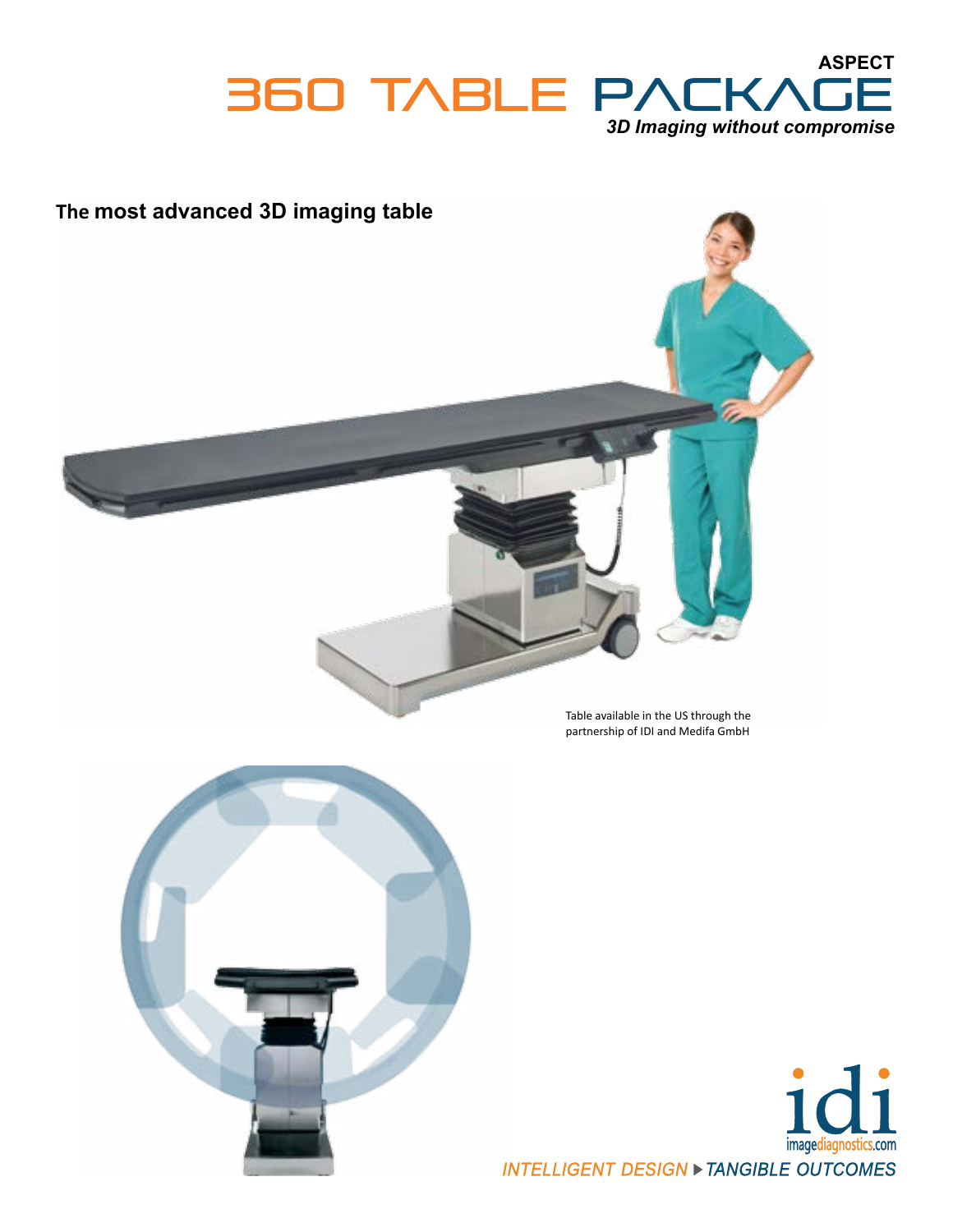# ASPECT 360 TABLE PACKAGE

*3D Imaging without compromise*

## The most advanced 3D imaging table

Table available in the US through the partnership of IDI and Medifa GmbH

idi
imagediagnostics.com

*INTELLIGENT DESIGN ▸ TANGIBLE OUTCOMES*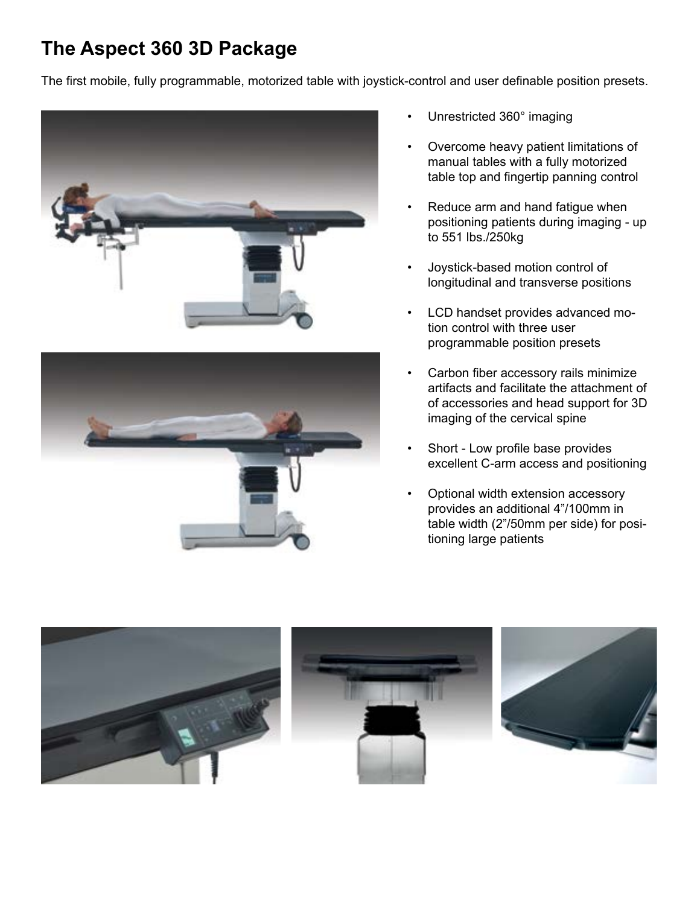# The Aspect 360 3D Package

The first mobile, fully programmable, motorized table with joystick-control and user definable position presets.

- Unrestricted 360° imaging
- Overcome heavy patient limitations of manual tables with a fully motorized table top and fingertip panning control
- Reduce arm and hand fatigue when positioning patients during imaging - up to 551 lbs./250kg
- Joystick-based motion control of longitudinal and transverse positions
- LCD handset provides advanced motion control with three user programmable position presets
- Carbon fiber accessory rails minimize artifacts and facilitate the attachment of of accessories and head support for 3D imaging of the cervical spine
- Short - Low profile base provides excellent C-arm access and positioning
- Optional width extension accessory provides an additional 4"/100mm in table width (2"/50mm per side) for positioning large patients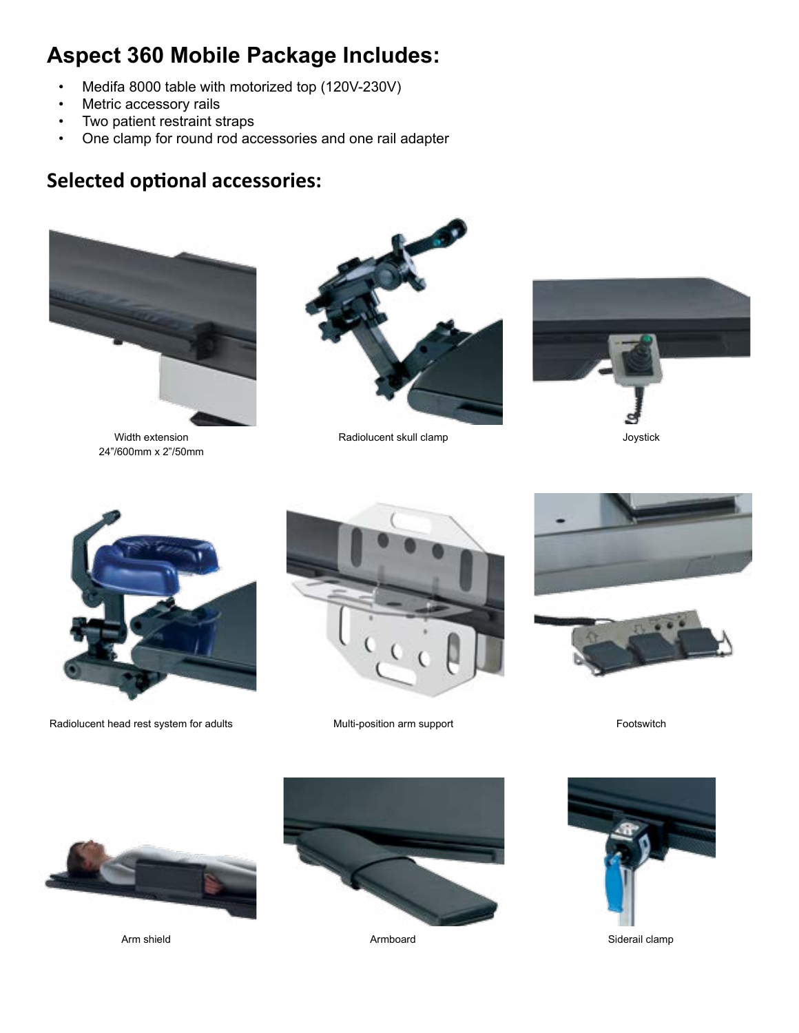# Aspect 360 Mobile Package Includes:

- Medifa 8000 table with motorized top (120V-230V)
- Metric accessory rails
- Two patient restraint straps
- One clamp for round rod accessories and one rail adapter

## Selected optional accessories:

Width extension
24"/600mm x 2"/50mm

Radiolucent skull clamp

Joystick

Radiolucent head rest system for adults

Multi-position arm support

Footswitch

Arm shield

Armboard

Siderail clamp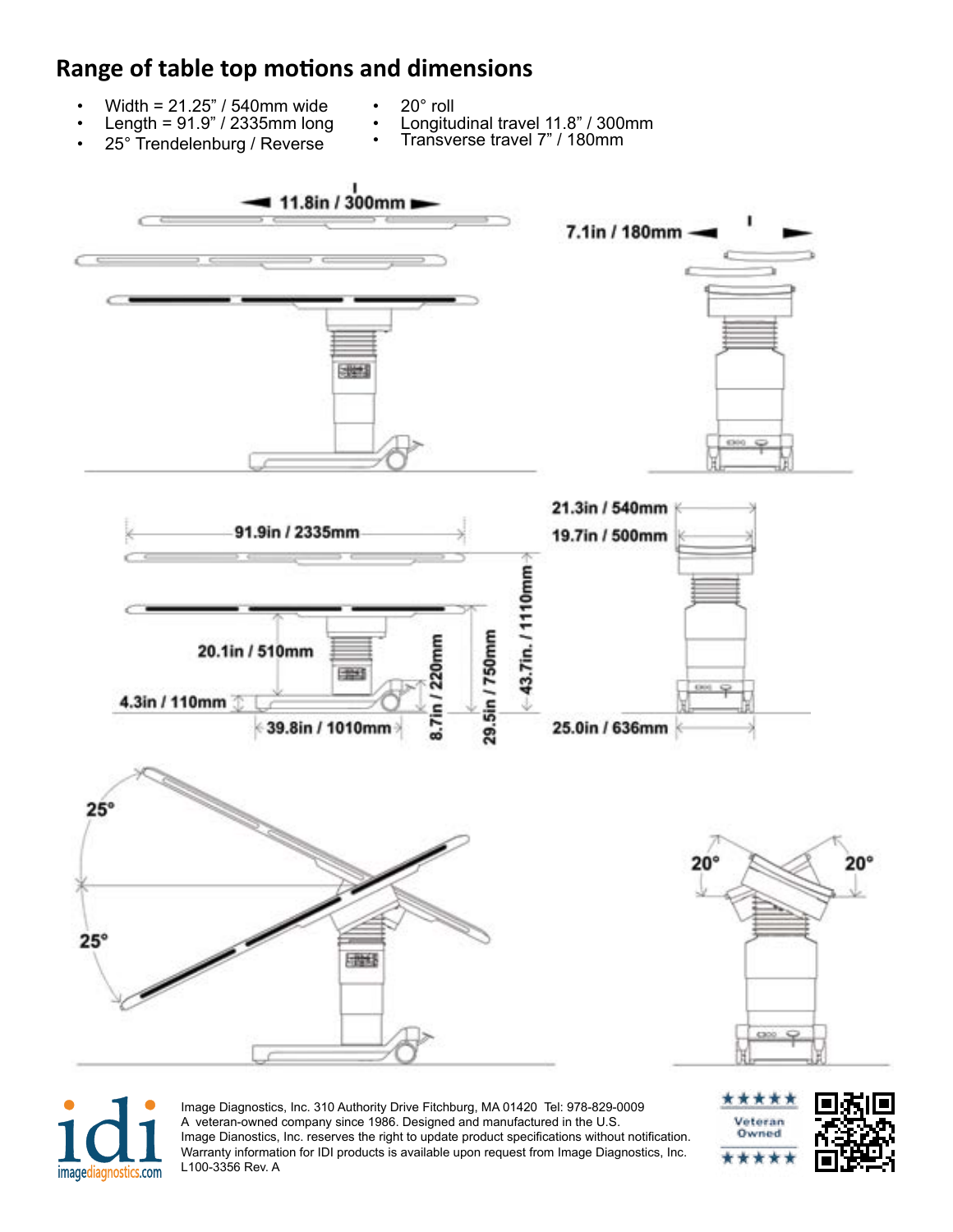## Range of table top motions and dimensions

- Width = 21.25" / 540mm wide
- Length = 91.9" / 2335mm long
- 25° Trendelenburg / Reverse
- 20° roll
- Longitudinal travel 11.8" / 300mm
- Transverse travel 7" / 180mm

11.8in / 300mm

7.1in / 180mm

91.9in / 2335mm

21.3in / 540mm

19.7in / 500mm

20.1in / 510mm

4.3in / 110mm

39.8in / 1010mm

8.7in / 220mm

29.5in / 750mm

43.7in. / 1110mm

25.0in / 636mm

25°

25°

20°

20°

idi imagediagnostics.com

Image Diagnostics, Inc. 310 Authority Drive Fitchburg, MA 01420 Tel: 978-829-0009
A veteran-owned company since 1986. Designed and manufactured in the U.S.
Image Dianostics, Inc. reserves the right to update product specifications without notification.
Warranty information for IDI products is available upon request from Image Diagnostics, Inc.
L100-3356 Rev. A

Veteran Owned